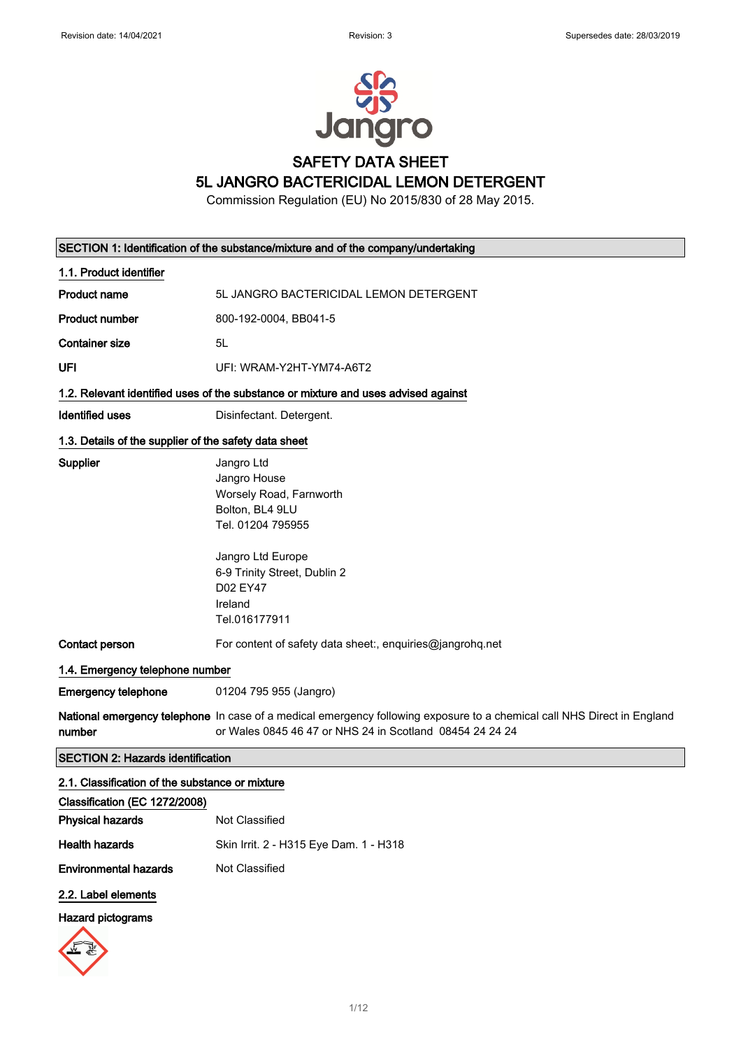# SAFETY DATA SHEET
# 5L JANGRO BACTERICIDAL LEMON DETERGENT

Commission Regulation (EU) No 2015/830 of 28 May 2015.

## SECTION 1: Identification of the substance/mixture and of the company/undertaking

### 1.1. Product identifier

| | |
|---|---|
| **Product name** | 5L JANGRO BACTERICIDAL LEMON DETERGENT |
| **Product number** | 800-192-0004, BB041-5 |
| **Container size** | 5L |
| **UFI** | UFI: WRAM-Y2HT-YM74-A6T2 |

### 1.2. Relevant identified uses of the substance or mixture and uses advised against

| | |
|---|---|
| **Identified uses** | Disinfectant. Detergent. |

### 1.3. Details of the supplier of the safety data sheet

**Supplier**

Jangro Ltd
Jangro House
Worsely Road, Farnworth
Bolton, BL4 9LU
Tel. 01204 795955

Jangro Ltd Europe
6-9 Trinity Street, Dublin 2
D02 EY47
Ireland
Tel.016177911

**Contact person** For content of safety data sheet:, enquiries@jangrohq.net

### 1.4. Emergency telephone number

**Emergency telephone** 01204 795 955 (Jangro)

**National emergency telephone number** In case of a medical emergency following exposure to a chemical call NHS Direct in England or Wales 0845 46 47 or NHS 24 in Scotland 08454 24 24 24

## SECTION 2: Hazards identification

### 2.1. Classification of the substance or mixture

**Classification (EC 1272/2008)**

| | |
|---|---|
| **Physical hazards** | Not Classified |
| **Health hazards** | Skin Irrit. 2 - H315 Eye Dam. 1 - H318 |
| **Environmental hazards** | Not Classified |

### 2.2. Label elements

**Hazard pictograms**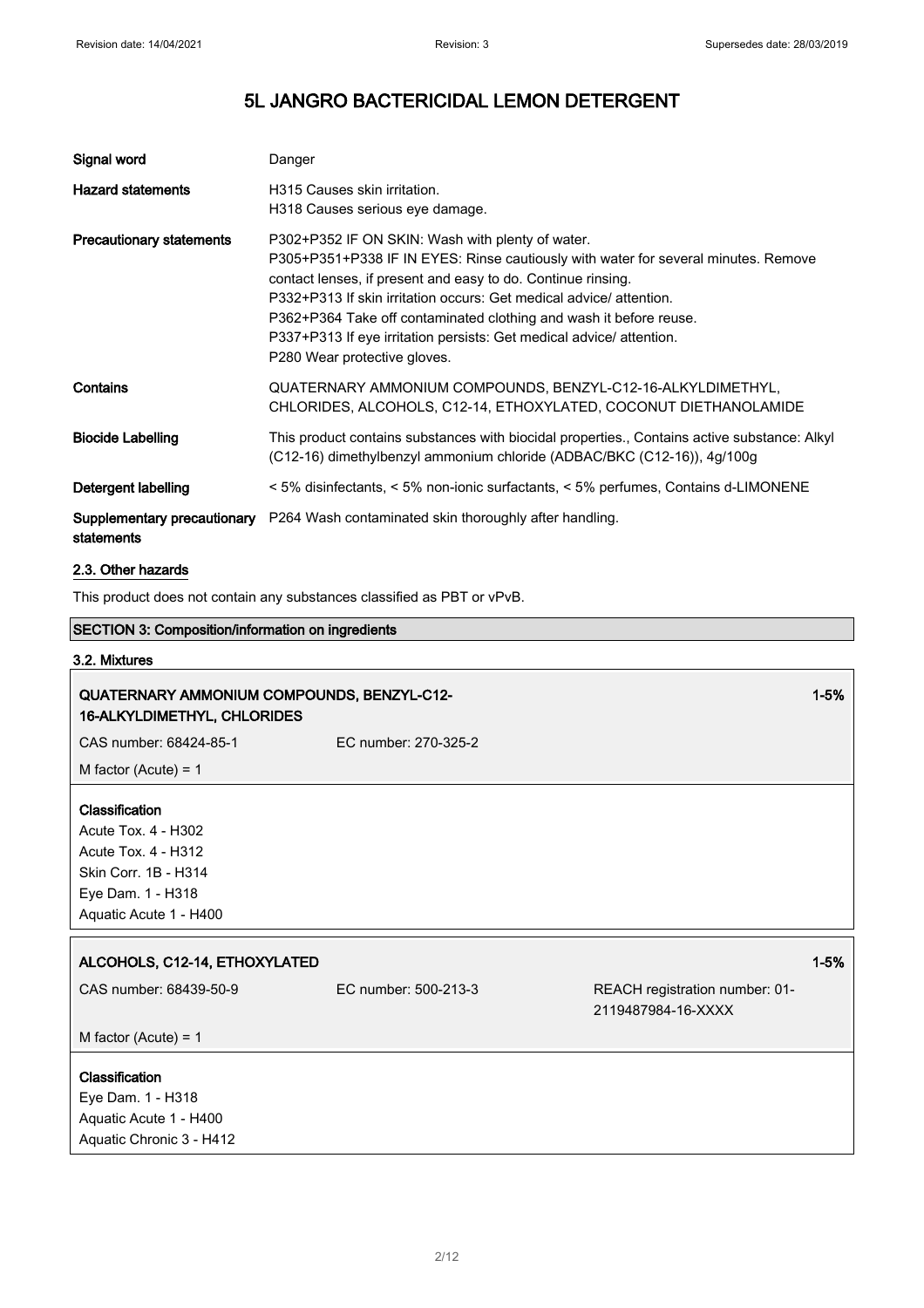| Signal word | Danger |
| --- | --- |
| Hazard statements | H315 Causes skin irritation.<br>H318 Causes serious eye damage. |
| Precautionary statements | P302+P352 IF ON SKIN: Wash with plenty of water.<br>P305+P351+P338 IF IN EYES: Rinse cautiously with water for several minutes. Remove contact lenses, if present and easy to do. Continue rinsing.<br>P332+P313 If skin irritation occurs: Get medical advice/ attention.<br>P362+P364 Take off contaminated clothing and wash it before reuse.<br>P337+P313 If eye irritation persists: Get medical advice/ attention.<br>P280 Wear protective gloves. |
| Contains | QUATERNARY AMMONIUM COMPOUNDS, BENZYL-C12-16-ALKYLDIMETHYL, CHLORIDES, ALCOHOLS, C12-14, ETHOXYLATED, COCONUT DIETHANOLAMIDE |
| Biocide Labelling | This product contains substances with biocidal properties., Contains active substance: Alkyl (C12-16) dimethylbenzyl ammonium chloride (ADBAC/BKC (C12-16)), 4g/100g |
| Detergent labelling | < 5% disinfectants, < 5% non-ionic surfactants, < 5% perfumes, Contains d-LIMONENE |
| Supplementary precautionary statements | P264 Wash contaminated skin thoroughly after handling. |

### 2.3. Other hazards

This product does not contain any substances classified as PBT or vPvB.

## SECTION 3: Composition/information on ingredients

### 3.2. Mixtures

**QUATERNARY AMMONIUM COMPOUNDS, BENZYL-C12-16-ALKYLDIMETHYL, CHLORIDES** — 1-5%

CAS number: 68424-85-1 | EC number: 270-325-2

M factor (Acute) = 1

**Classification**
Acute Tox. 4 - H302
Acute Tox. 4 - H312
Skin Corr. 1B - H314
Eye Dam. 1 - H318
Aquatic Acute 1 - H400

**ALCOHOLS, C12-14, ETHOXYLATED** — 1-5%

CAS number: 68439-50-9 | EC number: 500-213-3 | REACH registration number: 01-2119487984-16-XXXX

M factor (Acute) = 1

**Classification**
Eye Dam. 1 - H318
Aquatic Acute 1 - H400
Aquatic Chronic 3 - H412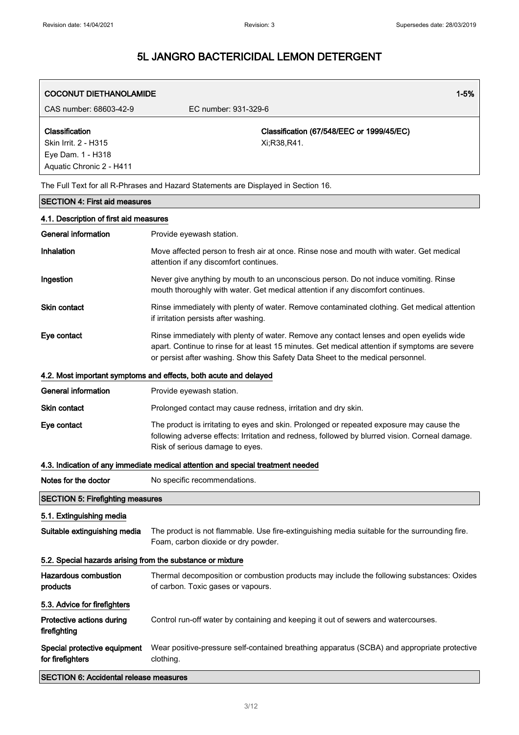| COCONUT DIETHANOLAMIDE | 1-5% |
|---|---|
| CAS number: 68603-42-9 EC number: 931-329-6 | |
| **Classification**<br>Skin Irrit. 2 - H315<br>Eye Dam. 1 - H318<br>Aquatic Chronic 2 - H411 | **Classification (67/548/EEC or 1999/45/EC)**<br>Xi;R38,R41. |

The Full Text for all R-Phrases and Hazard Statements are Displayed in Section 16.

## SECTION 4: First aid measures

### 4.1. Description of first aid measures

**General information** Provide eyewash station.

**Inhalation** Move affected person to fresh air at once. Rinse nose and mouth with water. Get medical attention if any discomfort continues.

**Ingestion** Never give anything by mouth to an unconscious person. Do not induce vomiting. Rinse mouth thoroughly with water. Get medical attention if any discomfort continues.

**Skin contact** Rinse immediately with plenty of water. Remove contaminated clothing. Get medical attention if irritation persists after washing.

**Eye contact** Rinse immediately with plenty of water. Remove any contact lenses and open eyelids wide apart. Continue to rinse for at least 15 minutes. Get medical attention if symptoms are severe or persist after washing. Show this Safety Data Sheet to the medical personnel.

### 4.2. Most important symptoms and effects, both acute and delayed

**General information** Provide eyewash station.

**Skin contact** Prolonged contact may cause redness, irritation and dry skin.

**Eye contact** The product is irritating to eyes and skin. Prolonged or repeated exposure may cause the following adverse effects: Irritation and redness, followed by blurred vision. Corneal damage. Risk of serious damage to eyes.

### 4.3. Indication of any immediate medical attention and special treatment needed

**Notes for the doctor** No specific recommendations.

## SECTION 5: Firefighting measures

### 5.1. Extinguishing media

**Suitable extinguishing media** The product is not flammable. Use fire-extinguishing media suitable for the surrounding fire. Foam, carbon dioxide or dry powder.

### 5.2. Special hazards arising from the substance or mixture

**Hazardous combustion products** Thermal decomposition or combustion products may include the following substances: Oxides of carbon. Toxic gases or vapours.

### 5.3. Advice for firefighters

**Protective actions during firefighting** Control run-off water by containing and keeping it out of sewers and watercourses.

**Special protective equipment for firefighters** Wear positive-pressure self-contained breathing apparatus (SCBA) and appropriate protective clothing.

## SECTION 6: Accidental release measures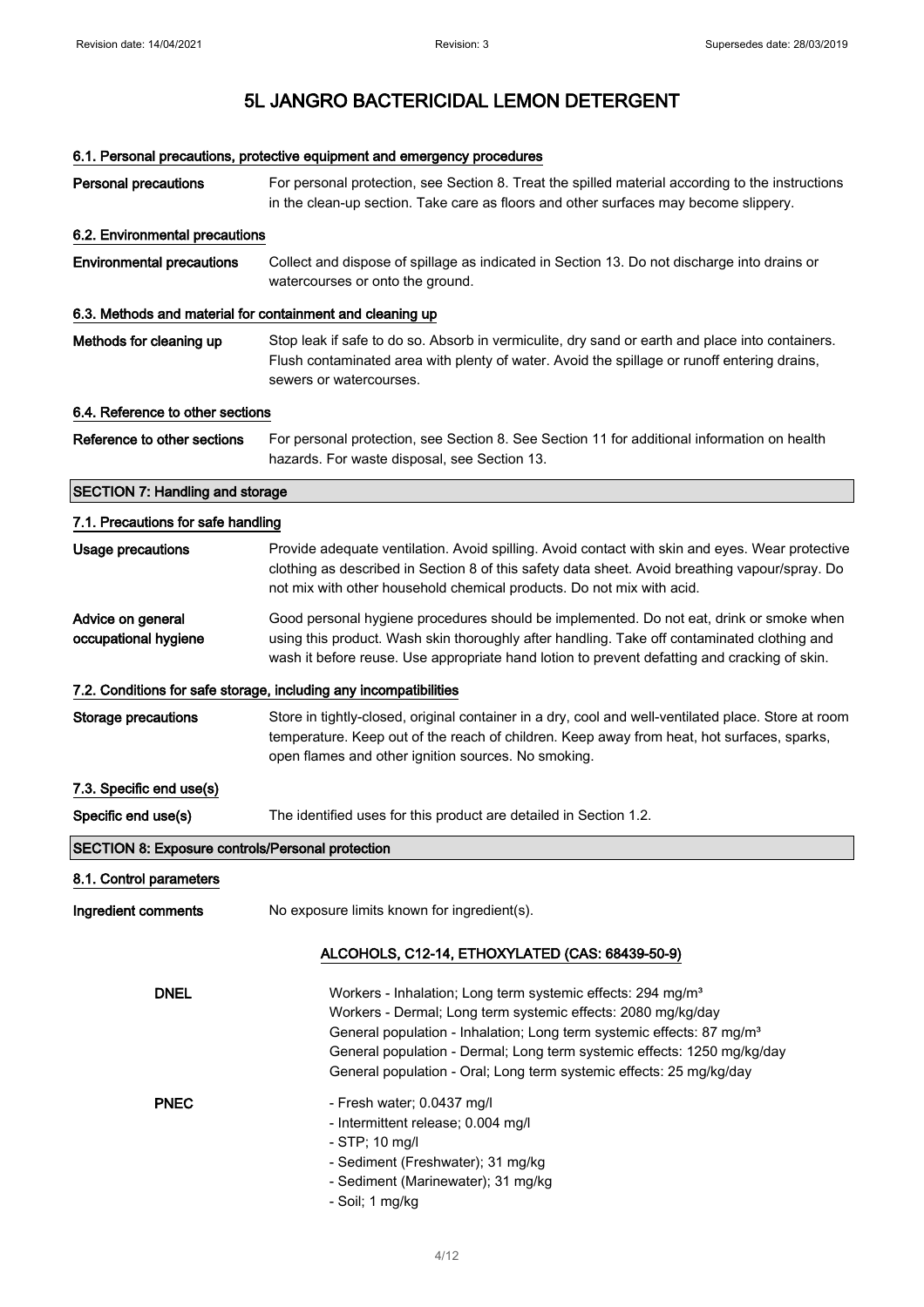# 5L JANGRO BACTERICIDAL LEMON DETERGENT

### 6.1. Personal precautions, protective equipment and emergency procedures

**Personal precautions** For personal protection, see Section 8. Treat the spilled material according to the instructions in the clean-up section. Take care as floors and other surfaces may become slippery.

### 6.2. Environmental precautions

**Environmental precautions** Collect and dispose of spillage as indicated in Section 13. Do not discharge into drains or watercourses or onto the ground.

### 6.3. Methods and material for containment and cleaning up

**Methods for cleaning up** Stop leak if safe to do so. Absorb in vermiculite, dry sand or earth and place into containers. Flush contaminated area with plenty of water. Avoid the spillage or runoff entering drains, sewers or watercourses.

### 6.4. Reference to other sections

**Reference to other sections** For personal protection, see Section 8. See Section 11 for additional information on health hazards. For waste disposal, see Section 13.

## SECTION 7: Handling and storage

### 7.1. Precautions for safe handling

**Usage precautions** Provide adequate ventilation. Avoid spilling. Avoid contact with skin and eyes. Wear protective clothing as described in Section 8 of this safety data sheet. Avoid breathing vapour/spray. Do not mix with other household chemical products. Do not mix with acid.

**Advice on general occupational hygiene** Good personal hygiene procedures should be implemented. Do not eat, drink or smoke when using this product. Wash skin thoroughly after handling. Take off contaminated clothing and wash it before reuse. Use appropriate hand lotion to prevent defatting and cracking of skin.

### 7.2. Conditions for safe storage, including any incompatibilities

**Storage precautions** Store in tightly-closed, original container in a dry, cool and well-ventilated place. Store at room temperature. Keep out of the reach of children. Keep away from heat, hot surfaces, sparks, open flames and other ignition sources. No smoking.

### 7.3. Specific end use(s)

**Specific end use(s)** The identified uses for this product are detailed in Section 1.2.

## SECTION 8: Exposure controls/Personal protection

### 8.1. Control parameters

**Ingredient comments** No exposure limits known for ingredient(s).

**ALCOHOLS, C12-14, ETHOXYLATED (CAS: 68439-50-9)**

**DNEL**

Workers - Inhalation; Long term systemic effects: 294 mg/m³
Workers - Dermal; Long term systemic effects: 2080 mg/kg/day
General population - Inhalation; Long term systemic effects: 87 mg/m³
General population - Dermal; Long term systemic effects: 1250 mg/kg/day
General population - Oral; Long term systemic effects: 25 mg/kg/day

**PNEC**

- Fresh water; 0.0437 mg/l
- Intermittent release; 0.004 mg/l
- STP; 10 mg/l
- Sediment (Freshwater); 31 mg/kg
- Sediment (Marinewater); 31 mg/kg
- Soil; 1 mg/kg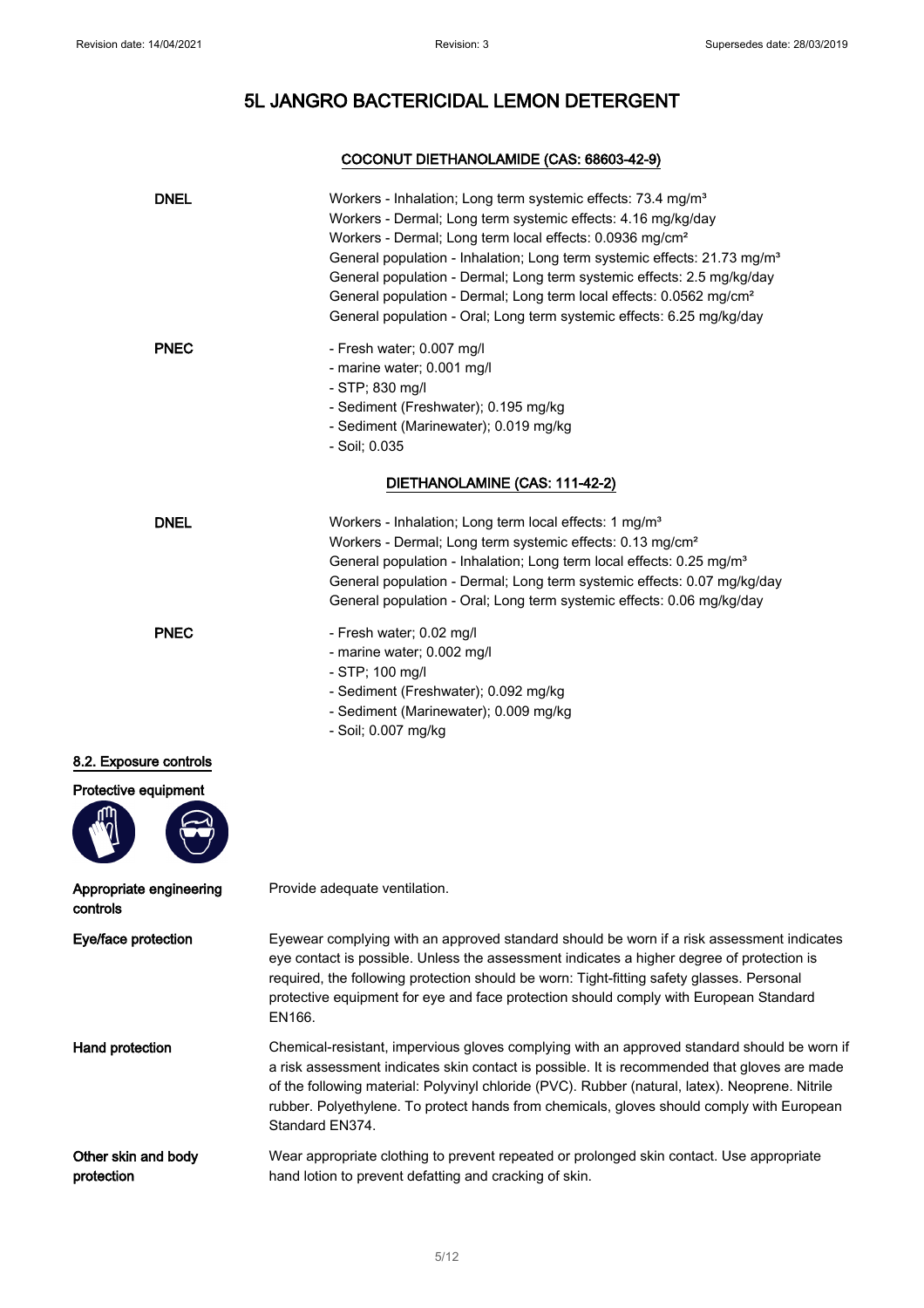## COCONUT DIETHANOLAMIDE (CAS: 68603-42-9)

| | |
|---|---|
| **DNEL** | Workers - Inhalation; Long term systemic effects: 73.4 mg/m³<br>Workers - Dermal; Long term systemic effects: 4.16 mg/kg/day<br>Workers - Dermal; Long term local effects: 0.0936 mg/cm²<br>General population - Inhalation; Long term systemic effects: 21.73 mg/m³<br>General population - Dermal; Long term systemic effects: 2.5 mg/kg/day<br>General population - Dermal; Long term local effects: 0.0562 mg/cm²<br>General population - Oral; Long term systemic effects: 6.25 mg/kg/day |
| **PNEC** | - Fresh water; 0.007 mg/l<br>- marine water; 0.001 mg/l<br>- STP; 830 mg/l<br>- Sediment (Freshwater); 0.195 mg/kg<br>- Sediment (Marinewater); 0.019 mg/kg<br>- Soil; 0.035 |

## DIETHANOLAMINE (CAS: 111-42-2)

| | |
|---|---|
| **DNEL** | Workers - Inhalation; Long term local effects: 1 mg/m³<br>Workers - Dermal; Long term systemic effects: 0.13 mg/cm²<br>General population - Inhalation; Long term local effects: 0.25 mg/m³<br>General population - Dermal; Long term systemic effects: 0.07 mg/kg/day<br>General population - Oral; Long term systemic effects: 0.06 mg/kg/day |
| **PNEC** | - Fresh water; 0.02 mg/l<br>- marine water; 0.002 mg/l<br>- STP; 100 mg/l<br>- Sediment (Freshwater); 0.092 mg/kg<br>- Sediment (Marinewater); 0.009 mg/kg<br>- Soil; 0.007 mg/kg |

### 8.2. Exposure controls

**Protective equipment**

| | |
|---|---|
| **Appropriate engineering controls** | Provide adequate ventilation. |
| **Eye/face protection** | Eyewear complying with an approved standard should be worn if a risk assessment indicates eye contact is possible. Unless the assessment indicates a higher degree of protection is required, the following protection should be worn: Tight-fitting safety glasses. Personal protective equipment for eye and face protection should comply with European Standard EN166. |
| **Hand protection** | Chemical-resistant, impervious gloves complying with an approved standard should be worn if a risk assessment indicates skin contact is possible. It is recommended that gloves are made of the following material: Polyvinyl chloride (PVC). Rubber (natural, latex). Neoprene. Nitrile rubber. Polyethylene. To protect hands from chemicals, gloves should comply with European Standard EN374. |
| **Other skin and body protection** | Wear appropriate clothing to prevent repeated or prolonged skin contact. Use appropriate hand lotion to prevent defatting and cracking of skin. |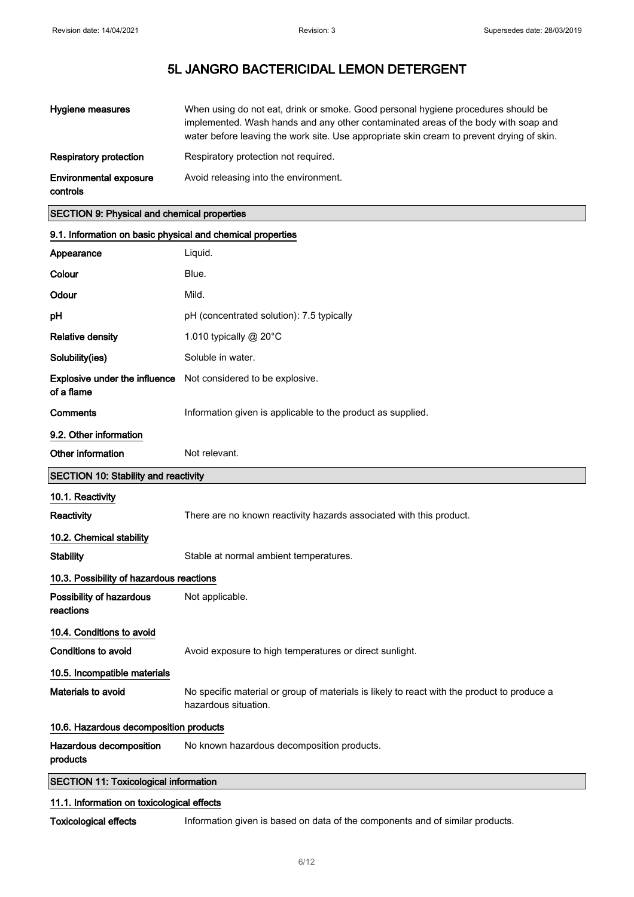| | |
|---|---|
| **Hygiene measures** | When using do not eat, drink or smoke. Good personal hygiene procedures should be implemented. Wash hands and any other contaminated areas of the body with soap and water before leaving the work site. Use appropriate skin cream to prevent drying of skin. |
| **Respiratory protection** | Respiratory protection not required. |
| **Environmental exposure controls** | Avoid releasing into the environment. |

## SECTION 9: Physical and chemical properties

### 9.1. Information on basic physical and chemical properties

| | |
|---|---|
| **Appearance** | Liquid. |
| **Colour** | Blue. |
| **Odour** | Mild. |
| **pH** | pH (concentrated solution): 7.5 typically |
| **Relative density** | 1.010 typically @ 20°C |
| **Solubility(ies)** | Soluble in water. |
| **Explosive under the influence of a flame** | Not considered to be explosive. |
| **Comments** | Information given is applicable to the product as supplied. |

### 9.2. Other information

| | |
|---|---|
| **Other information** | Not relevant. |

## SECTION 10: Stability and reactivity

### 10.1. Reactivity

| | |
|---|---|
| **Reactivity** | There are no known reactivity hazards associated with this product. |

### 10.2. Chemical stability

| | |
|---|---|
| **Stability** | Stable at normal ambient temperatures. |

### 10.3. Possibility of hazardous reactions

| | |
|---|---|
| **Possibility of hazardous reactions** | Not applicable. |

### 10.4. Conditions to avoid

| | |
|---|---|
| **Conditions to avoid** | Avoid exposure to high temperatures or direct sunlight. |

### 10.5. Incompatible materials

| | |
|---|---|
| **Materials to avoid** | No specific material or group of materials is likely to react with the product to produce a hazardous situation. |

### 10.6. Hazardous decomposition products

| | |
|---|---|
| **Hazardous decomposition products** | No known hazardous decomposition products. |

## SECTION 11: Toxicological information

### 11.1. Information on toxicological effects

| | |
|---|---|
| **Toxicological effects** | Information given is based on data of the components and of similar products. |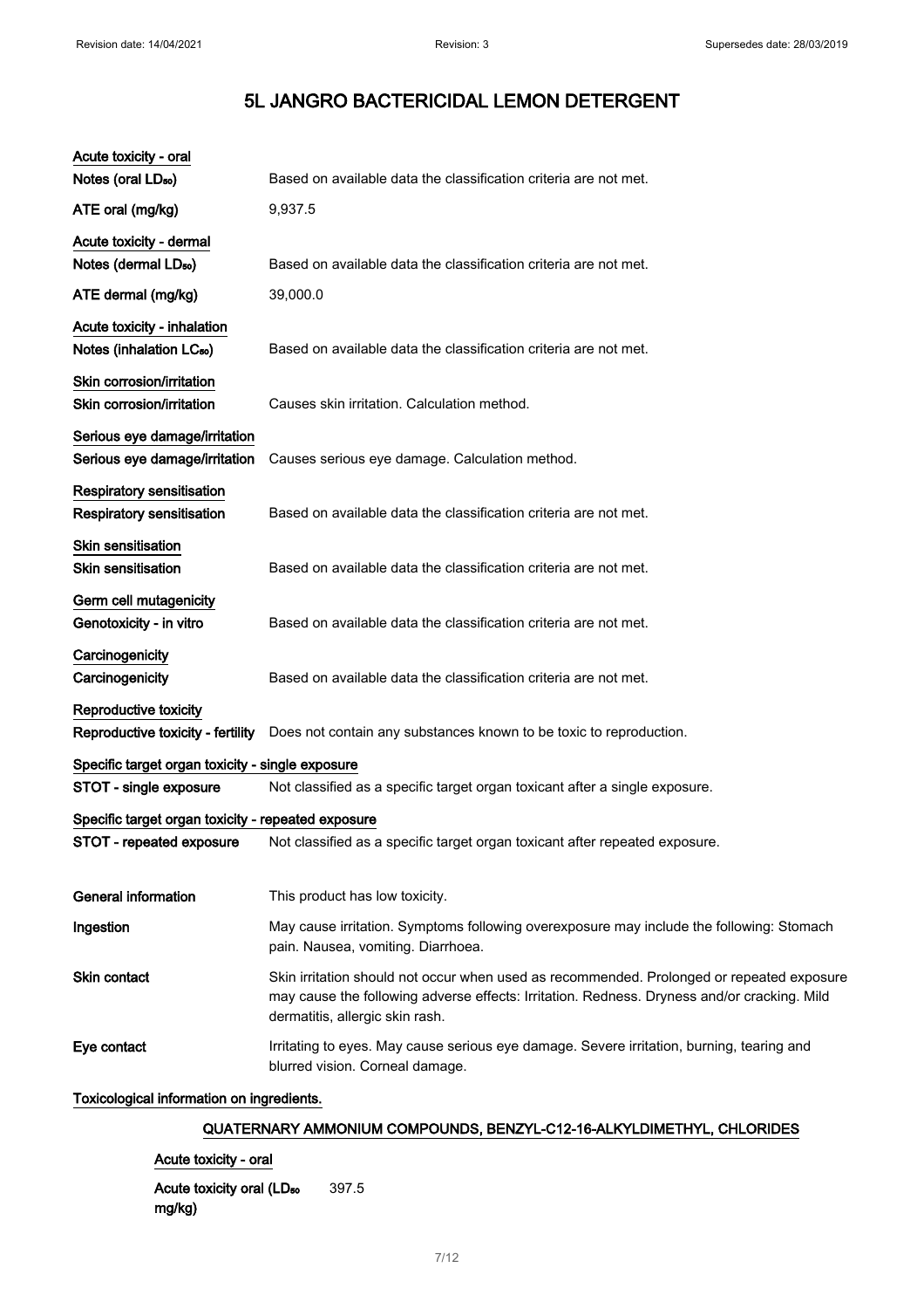# 5L JANGRO BACTERICIDAL LEMON DETERGENT

**Acute toxicity - oral**

| | |
|---|---|
| **Notes (oral $LD_{50}$)** | Based on available data the classification criteria are not met. |
| **ATE oral (mg/kg)** | 9,937.5 |

**Acute toxicity - dermal**

| | |
|---|---|
| **Notes (dermal $LD_{50}$)** | Based on available data the classification criteria are not met. |
| **ATE dermal (mg/kg)** | 39,000.0 |

**Acute toxicity - inhalation**

| | |
|---|---|
| **Notes (inhalation $LC_{50}$)** | Based on available data the classification criteria are not met. |

**Skin corrosion/irritation**

| | |
|---|---|
| **Skin corrosion/irritation** | Causes skin irritation. Calculation method. |

**Serious eye damage/irritation**

| | |
|---|---|
| **Serious eye damage/irritation** | Causes serious eye damage. Calculation method. |

**Respiratory sensitisation**

| | |
|---|---|
| **Respiratory sensitisation** | Based on available data the classification criteria are not met. |

**Skin sensitisation**

| | |
|---|---|
| **Skin sensitisation** | Based on available data the classification criteria are not met. |

**Germ cell mutagenicity**

| | |
|---|---|
| **Genotoxicity - in vitro** | Based on available data the classification criteria are not met. |

**Carcinogenicity**

| | |
|---|---|
| **Carcinogenicity** | Based on available data the classification criteria are not met. |

**Reproductive toxicity**

| | |
|---|---|
| **Reproductive toxicity - fertility** | Does not contain any substances known to be toxic to reproduction. |

**Specific target organ toxicity - single exposure**

| | |
|---|---|
| **STOT - single exposure** | Not classified as a specific target organ toxicant after a single exposure. |

**Specific target organ toxicity - repeated exposure**

| | |
|---|---|
| **STOT - repeated exposure** | Not classified as a specific target organ toxicant after repeated exposure. |

| | |
|---|---|
| **General information** | This product has low toxicity. |
| **Ingestion** | May cause irritation. Symptoms following overexposure may include the following: Stomach pain. Nausea, vomiting. Diarrhoea. |
| **Skin contact** | Skin irritation should not occur when used as recommended. Prolonged or repeated exposure may cause the following adverse effects: Irritation. Redness. Dryness and/or cracking. Mild dermatitis, allergic skin rash. |
| **Eye contact** | Irritating to eyes. May cause serious eye damage. Severe irritation, burning, tearing and blurred vision. Corneal damage. |

**Toxicological information on ingredients.**

## QUATERNARY AMMONIUM COMPOUNDS, BENZYL-C12-16-ALKYLDIMETHYL, CHLORIDES

**Acute toxicity - oral**

| | |
|---|---|
| **Acute toxicity oral ($LD_{50}$ mg/kg)** | 397.5 |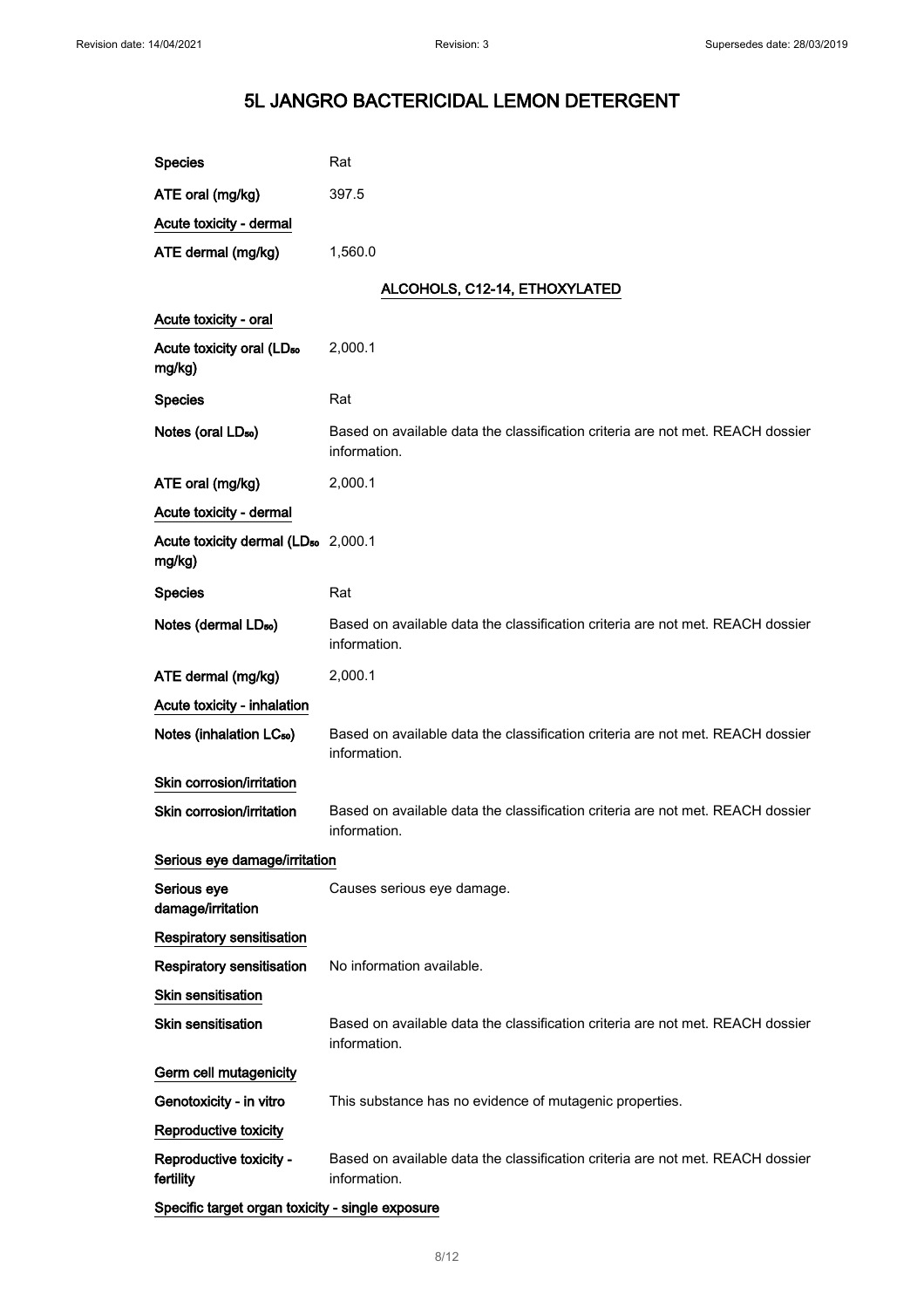| | |
|---|---|
| Species | Rat |
| ATE oral (mg/kg) | 397.5 |
| **Acute toxicity - dermal** | |
| ATE dermal (mg/kg) | 1,560.0 |

## ALCOHOLS, C12-14, ETHOXYLATED

| | |
|---|---|
| **Acute toxicity - oral** | |
| Acute toxicity oral ($LD_{50}$ mg/kg) | 2,000.1 |
| Species | Rat |
| Notes (oral $LD_{50}$) | Based on available data the classification criteria are not met. REACH dossier information. |
| ATE oral (mg/kg) | 2,000.1 |
| **Acute toxicity - dermal** | |
| Acute toxicity dermal ($LD_{50}$ mg/kg) | 2,000.1 |
| Species | Rat |
| Notes (dermal $LD_{50}$) | Based on available data the classification criteria are not met. REACH dossier information. |
| ATE dermal (mg/kg) | 2,000.1 |
| **Acute toxicity - inhalation** | |
| Notes (inhalation $LC_{50}$) | Based on available data the classification criteria are not met. REACH dossier information. |
| **Skin corrosion/irritation** | |
| Skin corrosion/irritation | Based on available data the classification criteria are not met. REACH dossier information. |
| **Serious eye damage/irritation** | |
| Serious eye damage/irritation | Causes serious eye damage. |
| **Respiratory sensitisation** | |
| Respiratory sensitisation | No information available. |
| **Skin sensitisation** | |
| Skin sensitisation | Based on available data the classification criteria are not met. REACH dossier information. |
| **Germ cell mutagenicity** | |
| Genotoxicity - in vitro | This substance has no evidence of mutagenic properties. |
| **Reproductive toxicity** | |
| Reproductive toxicity - fertility | Based on available data the classification criteria are not met. REACH dossier information. |
| **Specific target organ toxicity - single exposure** | |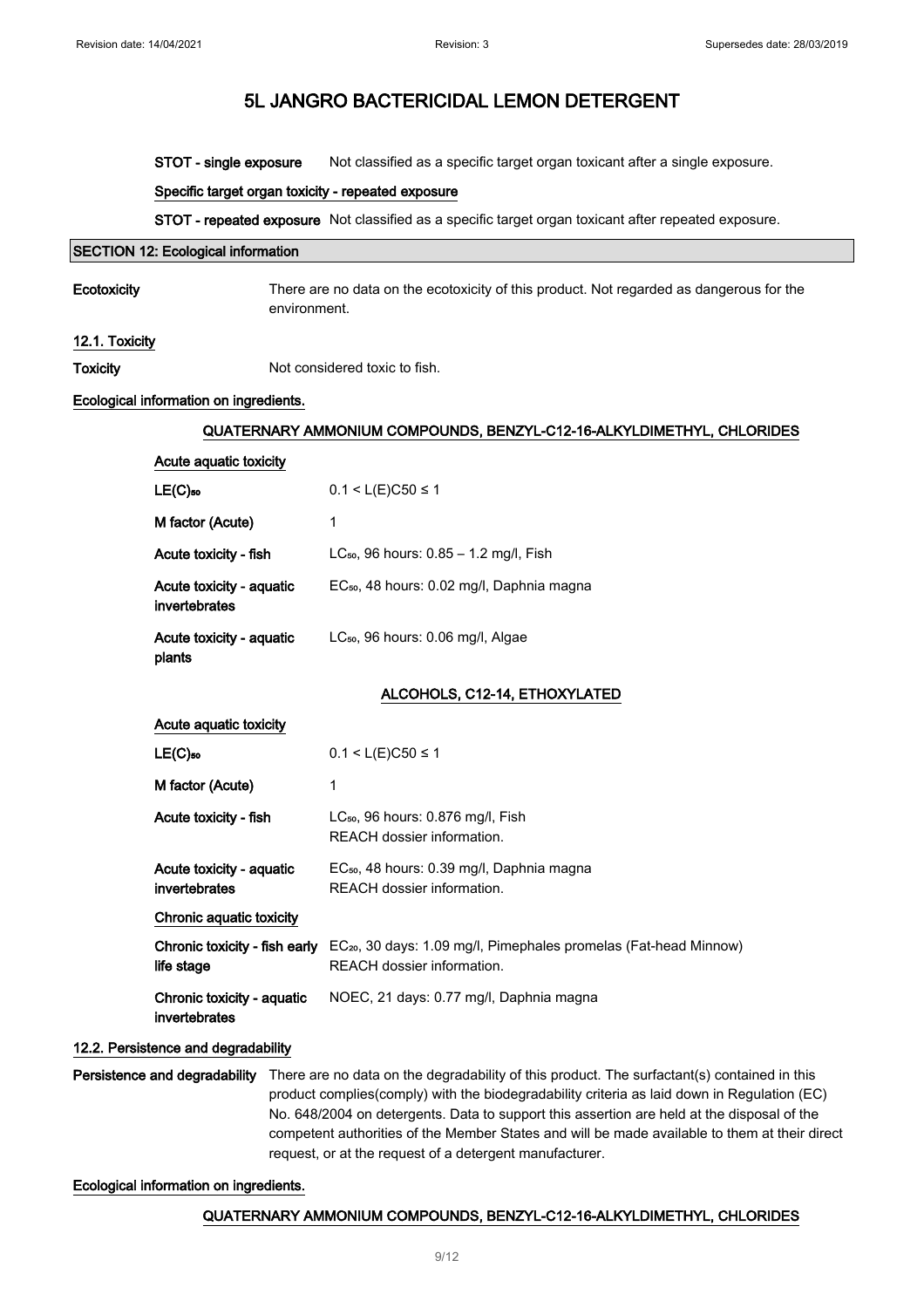# 5L JANGRO BACTERICIDAL LEMON DETERGENT

**STOT - single exposure** Not classified as a specific target organ toxicant after a single exposure.

**Specific target organ toxicity - repeated exposure**

**STOT - repeated exposure** Not classified as a specific target organ toxicant after repeated exposure.

## SECTION 12: Ecological information

**Ecotoxicity** There are no data on the ecotoxicity of this product. Not regarded as dangerous for the environment.

### 12.1. Toxicity

**Toxicity** Not considered toxic to fish.

**Ecological information on ingredients.**

**QUATERNARY AMMONIUM COMPOUNDS, BENZYL-C12-16-ALKYLDIMETHYL, CHLORIDES**

**Acute aquatic toxicity**

| | |
|---|---|
| **$LE(C)_{50}$** | $0.1 < L(E)C50 \leq 1$ |
| **M factor (Acute)** | 1 |
| **Acute toxicity - fish** | $LC_{50}$, 96 hours: 0.85 – 1.2 mg/l, Fish |
| **Acute toxicity - aquatic invertebrates** | $EC_{50}$, 48 hours: 0.02 mg/l, Daphnia magna |
| **Acute toxicity - aquatic plants** | $LC_{50}$, 96 hours: 0.06 mg/l, Algae |

**ALCOHOLS, C12-14, ETHOXYLATED**

**Acute aquatic toxicity**

| | |
|---|---|
| **$LE(C)_{50}$** | $0.1 < L(E)C50 \leq 1$ |
| **M factor (Acute)** | 1 |
| **Acute toxicity - fish** | $LC_{50}$, 96 hours: 0.876 mg/l, Fish<br>REACH dossier information. |
| **Acute toxicity - aquatic invertebrates** | $EC_{50}$, 48 hours: 0.39 mg/l, Daphnia magna<br>REACH dossier information. |

**Chronic aquatic toxicity**

| | |
|---|---|
| **Chronic toxicity - fish early life stage** | $EC_{20}$, 30 days: 1.09 mg/l, Pimephales promelas (Fat-head Minnow)<br>REACH dossier information. |
| **Chronic toxicity - aquatic invertebrates** | NOEC, 21 days: 0.77 mg/l, Daphnia magna |

### 12.2. Persistence and degradability

**Persistence and degradability** There are no data on the degradability of this product. The surfactant(s) contained in this product complies(comply) with the biodegradability criteria as laid down in Regulation (EC) No. 648/2004 on detergents. Data to support this assertion are held at the disposal of the competent authorities of the Member States and will be made available to them at their direct request, or at the request of a detergent manufacturer.

**Ecological information on ingredients.**

**QUATERNARY AMMONIUM COMPOUNDS, BENZYL-C12-16-ALKYLDIMETHYL, CHLORIDES**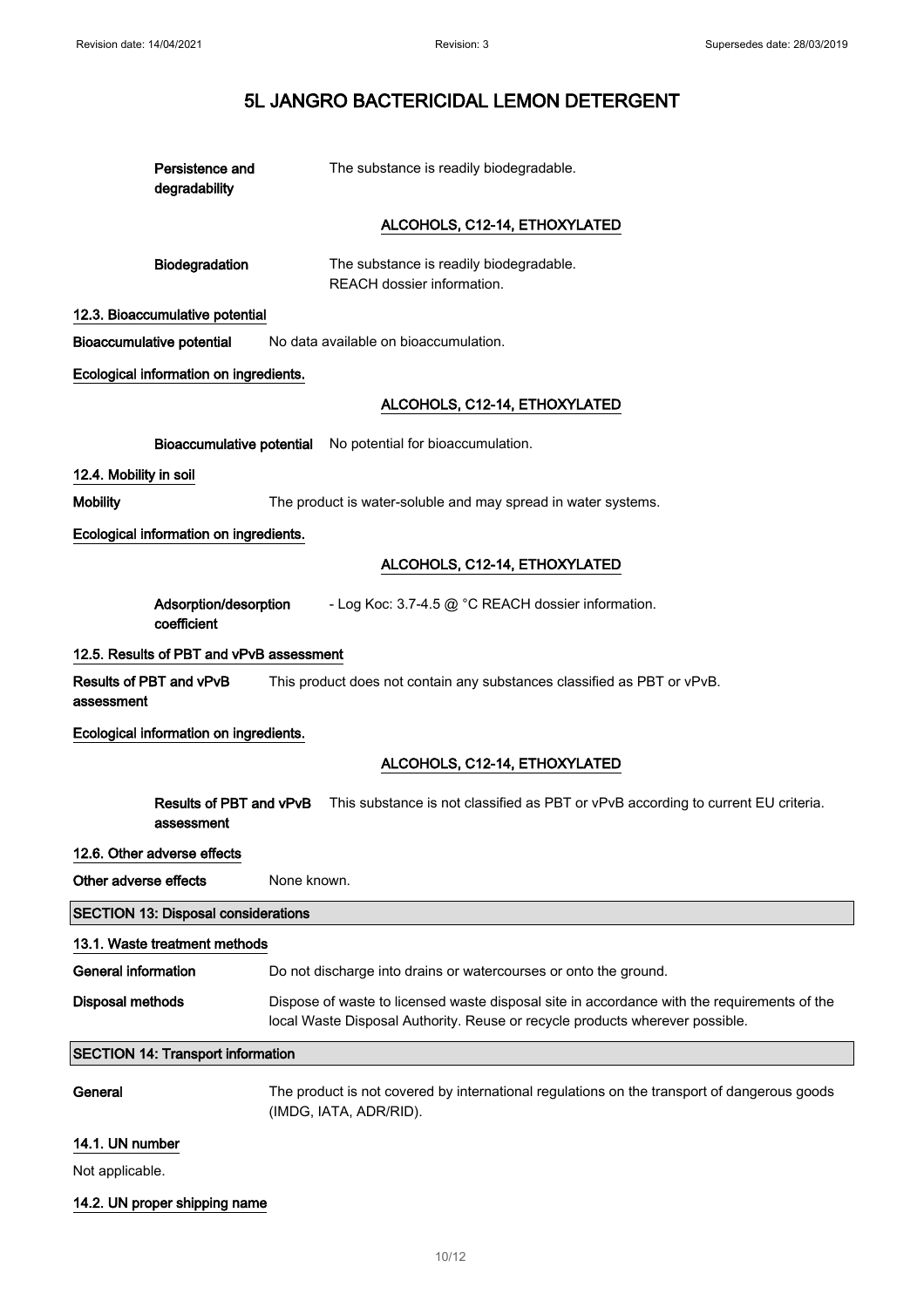**Persistence and degradability** The substance is readily biodegradable.

#### ALCOHOLS, C12-14, ETHOXYLATED

**Biodegradation** The substance is readily biodegradable.
REACH dossier information.

### 12.3. Bioaccumulative potential

**Bioaccumulative potential** No data available on bioaccumulation.

**Ecological information on ingredients.**

#### ALCOHOLS, C12-14, ETHOXYLATED

**Bioaccumulative potential** No potential for bioaccumulation.

### 12.4. Mobility in soil

**Mobility** The product is water-soluble and may spread in water systems.

**Ecological information on ingredients.**

#### ALCOHOLS, C12-14, ETHOXYLATED

**Adsorption/desorption coefficient** - Log Koc: 3.7-4.5 @ °C REACH dossier information.

### 12.5. Results of PBT and vPvB assessment

**Results of PBT and vPvB assessment** This product does not contain any substances classified as PBT or vPvB.

**Ecological information on ingredients.**

#### ALCOHOLS, C12-14, ETHOXYLATED

**Results of PBT and vPvB assessment** This substance is not classified as PBT or vPvB according to current EU criteria.

### 12.6. Other adverse effects

**Other adverse effects** None known.

## SECTION 13: Disposal considerations

### 13.1. Waste treatment methods

**General information** Do not discharge into drains or watercourses or onto the ground.

**Disposal methods** Dispose of waste to licensed waste disposal site in accordance with the requirements of the local Waste Disposal Authority. Reuse or recycle products wherever possible.

## SECTION 14: Transport information

**General** The product is not covered by international regulations on the transport of dangerous goods (IMDG, IATA, ADR/RID).

### 14.1. UN number

Not applicable.

### 14.2. UN proper shipping name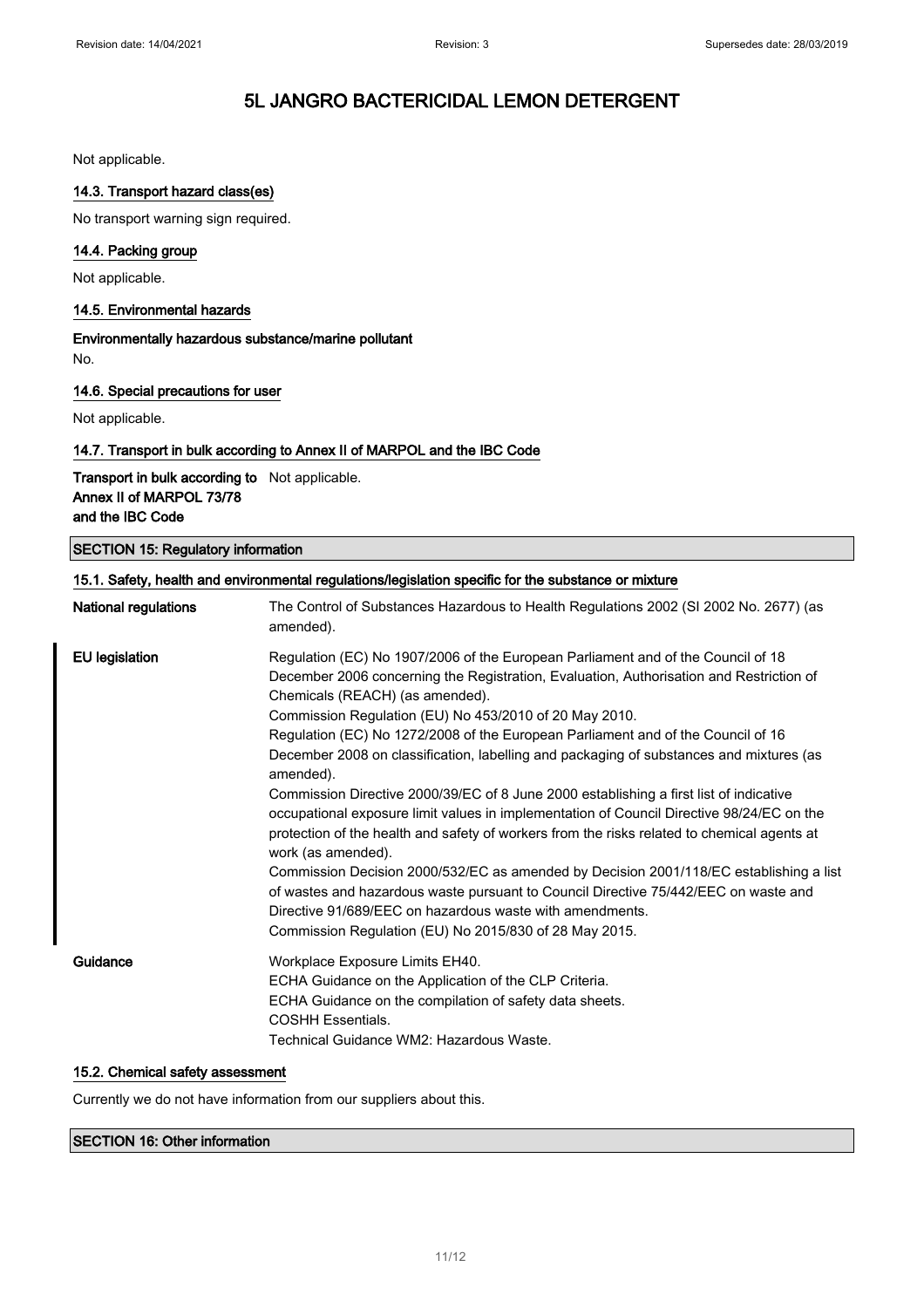Not applicable.

### 14.3. Transport hazard class(es)

No transport warning sign required.

### 14.4. Packing group

Not applicable.

### 14.5. Environmental hazards

**Environmentally hazardous substance/marine pollutant**

No.

### 14.6. Special precautions for user

Not applicable.

### 14.7. Transport in bulk according to Annex II of MARPOL and the IBC Code

**Transport in bulk according to Annex II of MARPOL 73/78 and the IBC Code** Not applicable.

## SECTION 15: Regulatory information

### 15.1. Safety, health and environmental regulations/legislation specific for the substance or mixture

**National regulations**

The Control of Substances Hazardous to Health Regulations 2002 (SI 2002 No. 2677) (as amended).

**EU legislation**

Regulation (EC) No 1907/2006 of the European Parliament and of the Council of 18 December 2006 concerning the Registration, Evaluation, Authorisation and Restriction of Chemicals (REACH) (as amended).
Commission Regulation (EU) No 453/2010 of 20 May 2010.
Regulation (EC) No 1272/2008 of the European Parliament and of the Council of 16 December 2008 on classification, labelling and packaging of substances and mixtures (as amended).
Commission Directive 2000/39/EC of 8 June 2000 establishing a first list of indicative occupational exposure limit values in implementation of Council Directive 98/24/EC on the protection of the health and safety of workers from the risks related to chemical agents at work (as amended).
Commission Decision 2000/532/EC as amended by Decision 2001/118/EC establishing a list of wastes and hazardous waste pursuant to Council Directive 75/442/EEC on waste and Directive 91/689/EEC on hazardous waste with amendments.
Commission Regulation (EU) No 2015/830 of 28 May 2015.

**Guidance**

Workplace Exposure Limits EH40.
ECHA Guidance on the Application of the CLP Criteria.
ECHA Guidance on the compilation of safety data sheets.
COSHH Essentials.
Technical Guidance WM2: Hazardous Waste.

### 15.2. Chemical safety assessment

Currently we do not have information from our suppliers about this.

## SECTION 16: Other information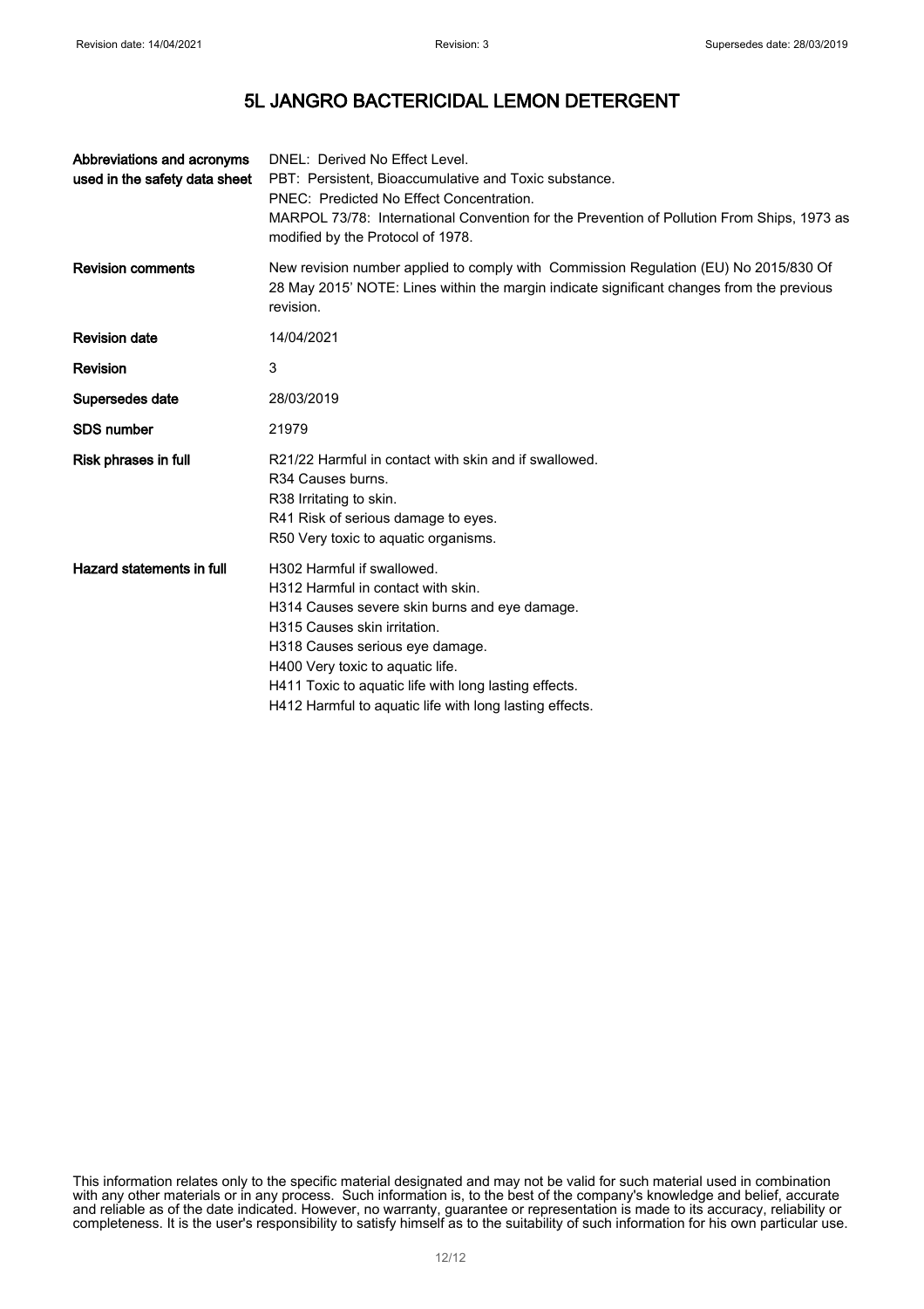# 5L JANGRO BACTERICIDAL LEMON DETERGENT

| | |
|---|---|
| **Abbreviations and acronyms used in the safety data sheet** | DNEL: Derived No Effect Level.<br>PBT: Persistent, Bioaccumulative and Toxic substance.<br>PNEC: Predicted No Effect Concentration.<br>MARPOL 73/78: International Convention for the Prevention of Pollution From Ships, 1973 as modified by the Protocol of 1978. |
| **Revision comments** | New revision number applied to comply with Commission Regulation (EU) No 2015/830 Of 28 May 2015' NOTE: Lines within the margin indicate significant changes from the previous revision. |
| **Revision date** | 14/04/2021 |
| **Revision** | 3 |
| **Supersedes date** | 28/03/2019 |
| **SDS number** | 21979 |
| **Risk phrases in full** | R21/22 Harmful in contact with skin and if swallowed.<br>R34 Causes burns.<br>R38 Irritating to skin.<br>R41 Risk of serious damage to eyes.<br>R50 Very toxic to aquatic organisms. |
| **Hazard statements in full** | H302 Harmful if swallowed.<br>H312 Harmful in contact with skin.<br>H314 Causes severe skin burns and eye damage.<br>H315 Causes skin irritation.<br>H318 Causes serious eye damage.<br>H400 Very toxic to aquatic life.<br>H411 Toxic to aquatic life with long lasting effects.<br>H412 Harmful to aquatic life with long lasting effects. |

This information relates only to the specific material designated and may not be valid for such material used in combination with any other materials or in any process. Such information is, to the best of the company's knowledge and belief, accurate and reliable as of the date indicated. However, no warranty, guarantee or representation is made to its accuracy, reliability or completeness. It is the user's responsibility to satisfy himself as to the suitability of such information for his own particular use.